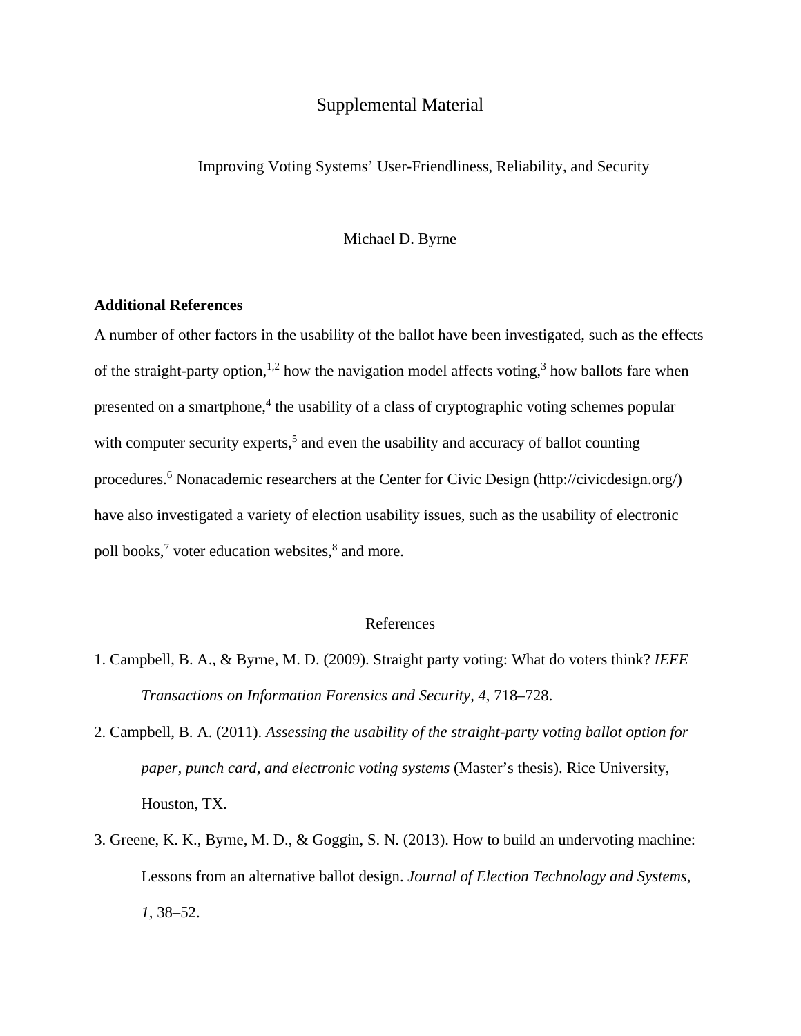# Supplemental Material

## Improving Voting Systems' User-Friendliness, Reliability, and Security

Michael D. Byrne

**Additional References**

A number of other factors in the usability of the ballot have been investigated, such as the effects of the straight-party option,[1,2] how the navigation model affects voting,[3] how ballots fare when presented on a smartphone,[4] the usability of a class of cryptographic voting schemes popular with computer security experts,[5] and even the usability and accuracy of ballot counting procedures.[6] Nonacademic researchers at the Center for Civic Design (http://civicdesign.org/) have also investigated a variety of election usability issues, such as the usability of electronic poll books,[7] voter education websites,[8] and more.

## References

1. Campbell, B. A., & Byrne, M. D. (2009). Straight party voting: What do voters think? *IEEE Transactions on Information Forensics and Security, 4*, 718–728.
2. Campbell, B. A. (2011). *Assessing the usability of the straight-party voting ballot option for paper, punch card, and electronic voting systems* (Master's thesis). Rice University, Houston, TX.
3. Greene, K. K., Byrne, M. D., & Goggin, S. N. (2013). How to build an undervoting machine: Lessons from an alternative ballot design. *Journal of Election Technology and Systems, 1*, 38–52.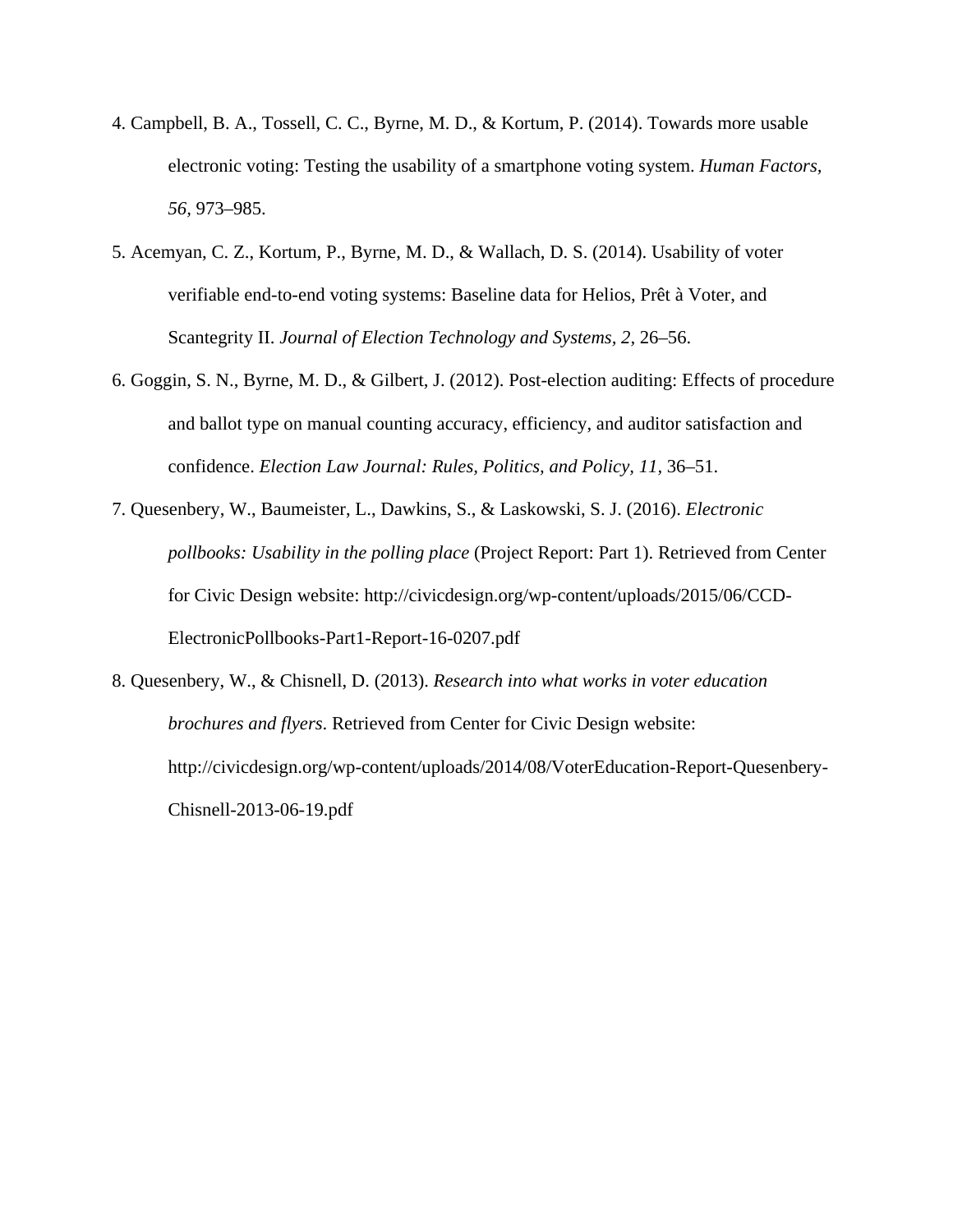4. Campbell, B. A., Tossell, C. C., Byrne, M. D., & Kortum, P. (2014). Towards more usable electronic voting: Testing the usability of a smartphone voting system. *Human Factors, 56*, 973–985.
5. Acemyan, C. Z., Kortum, P., Byrne, M. D., & Wallach, D. S. (2014). Usability of voter verifiable end-to-end voting systems: Baseline data for Helios, Prêt à Voter, and Scantegrity II. *Journal of Election Technology and Systems, 2,* 26–56.
6. Goggin, S. N., Byrne, M. D., & Gilbert, J. (2012). Post-election auditing: Effects of procedure and ballot type on manual counting accuracy, efficiency, and auditor satisfaction and confidence. *Election Law Journal: Rules, Politics, and Policy, 11,* 36–51.
7. Quesenbery, W., Baumeister, L., Dawkins, S., & Laskowski, S. J. (2016). *Electronic pollbooks: Usability in the polling place* (Project Report: Part 1). Retrieved from Center for Civic Design website: http://civicdesign.org/wp-content/uploads/2015/06/CCD-ElectronicPollbooks-Part1-Report-16-0207.pdf
8. Quesenbery, W., & Chisnell, D. (2013). *Research into what works in voter education brochures and flyers*. Retrieved from Center for Civic Design website: http://civicdesign.org/wp-content/uploads/2014/08/VoterEducation-Report-Quesenbery-Chisnell-2013-06-19.pdf